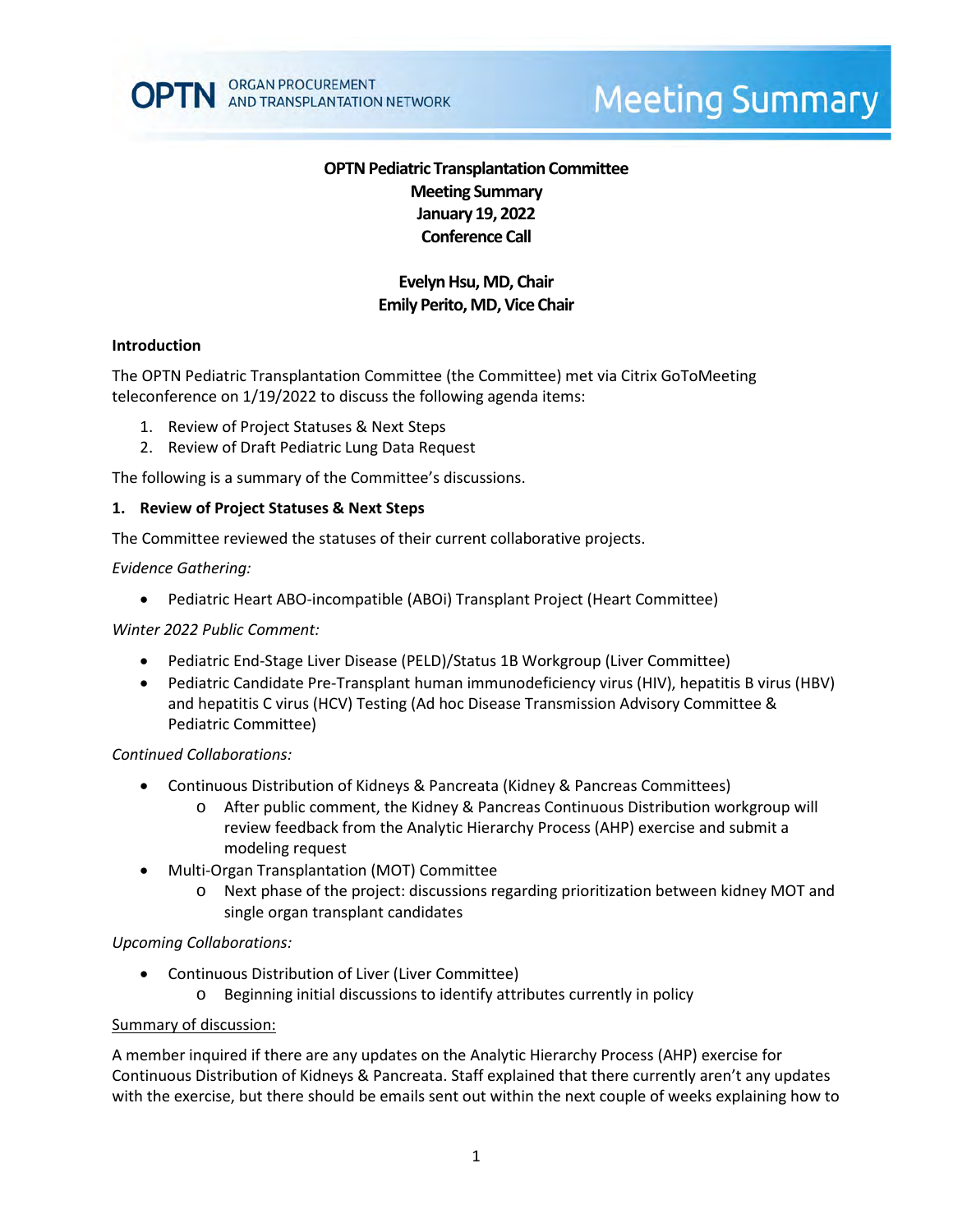# OPTN Pediatric Transplantation Committee
# Meeting Summary
# January 19, 2022
# Conference Call

**Evelyn Hsu, MD, Chair**
**Emily Perito, MD, Vice Chair**

### Introduction

The OPTN Pediatric Transplantation Committee (the Committee) met via Citrix GoToMeeting teleconference on 1/19/2022 to discuss the following agenda items:

1. Review of Project Statuses & Next Steps
2. Review of Draft Pediatric Lung Data Request

The following is a summary of the Committee's discussions.

### 1. Review of Project Statuses & Next Steps

The Committee reviewed the statuses of their current collaborative projects.

*Evidence Gathering:*

- Pediatric Heart ABO-incompatible (ABOi) Transplant Project (Heart Committee)

*Winter 2022 Public Comment:*

- Pediatric End-Stage Liver Disease (PELD)/Status 1B Workgroup (Liver Committee)
- Pediatric Candidate Pre-Transplant human immunodeficiency virus (HIV), hepatitis B virus (HBV) and hepatitis C virus (HCV) Testing (Ad hoc Disease Transmission Advisory Committee & Pediatric Committee)

*Continued Collaborations:*

- Continuous Distribution of Kidneys & Pancreata (Kidney & Pancreas Committees)
  - After public comment, the Kidney & Pancreas Continuous Distribution workgroup will review feedback from the Analytic Hierarchy Process (AHP) exercise and submit a modeling request
- Multi-Organ Transplantation (MOT) Committee
  - Next phase of the project: discussions regarding prioritization between kidney MOT and single organ transplant candidates

*Upcoming Collaborations:*

- Continuous Distribution of Liver (Liver Committee)
  - Beginning initial discussions to identify attributes currently in policy

Summary of discussion:

A member inquired if there are any updates on the Analytic Hierarchy Process (AHP) exercise for Continuous Distribution of Kidneys & Pancreata. Staff explained that there currently aren't any updates with the exercise, but there should be emails sent out within the next couple of weeks explaining how to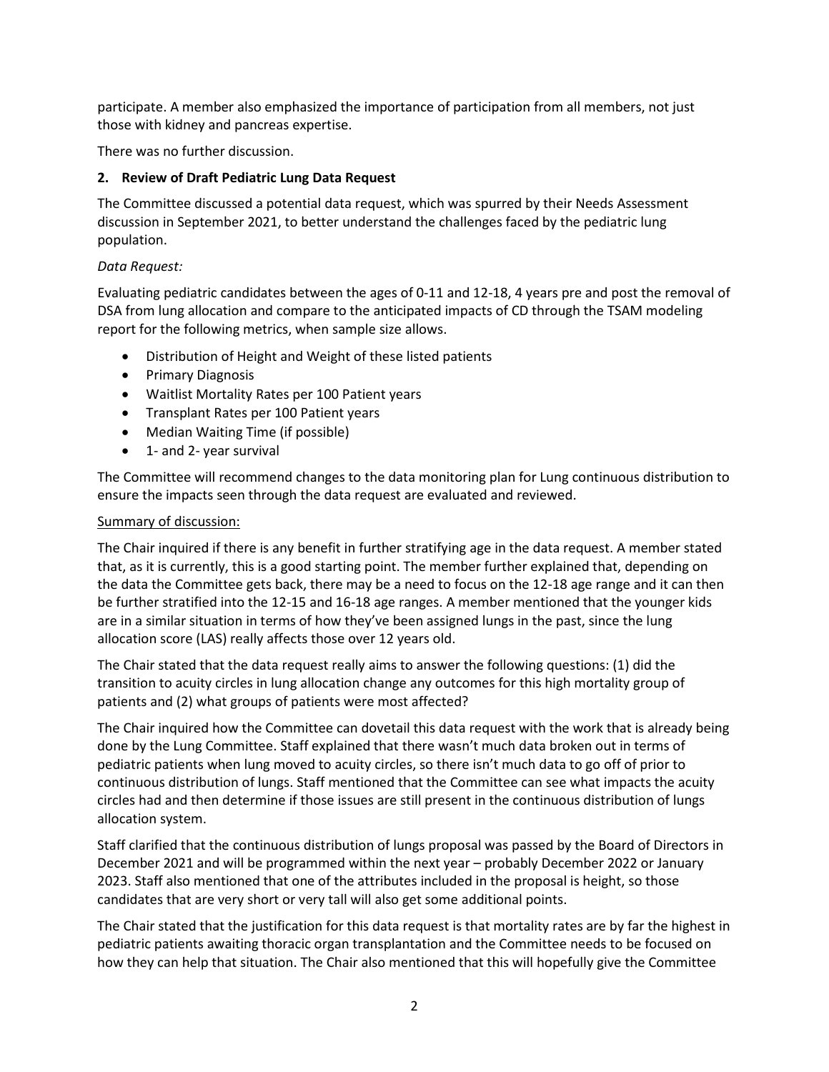participate. A member also emphasized the importance of participation from all members, not just those with kidney and pancreas expertise.

There was no further discussion.

**2. Review of Draft Pediatric Lung Data Request**

The Committee discussed a potential data request, which was spurred by their Needs Assessment discussion in September 2021, to better understand the challenges faced by the pediatric lung population.

*Data Request:*

Evaluating pediatric candidates between the ages of 0-11 and 12-18, 4 years pre and post the removal of DSA from lung allocation and compare to the anticipated impacts of CD through the TSAM modeling report for the following metrics, when sample size allows.

- Distribution of Height and Weight of these listed patients
- Primary Diagnosis
- Waitlist Mortality Rates per 100 Patient years
- Transplant Rates per 100 Patient years
- Median Waiting Time (if possible)
- 1- and 2- year survival

The Committee will recommend changes to the data monitoring plan for Lung continuous distribution to ensure the impacts seen through the data request are evaluated and reviewed.

<u>Summary of discussion:</u>

The Chair inquired if there is any benefit in further stratifying age in the data request. A member stated that, as it is currently, this is a good starting point. The member further explained that, depending on the data the Committee gets back, there may be a need to focus on the 12-18 age range and it can then be further stratified into the 12-15 and 16-18 age ranges. A member mentioned that the younger kids are in a similar situation in terms of how they've been assigned lungs in the past, since the lung allocation score (LAS) really affects those over 12 years old.

The Chair stated that the data request really aims to answer the following questions: (1) did the transition to acuity circles in lung allocation change any outcomes for this high mortality group of patients and (2) what groups of patients were most affected?

The Chair inquired how the Committee can dovetail this data request with the work that is already being done by the Lung Committee. Staff explained that there wasn't much data broken out in terms of pediatric patients when lung moved to acuity circles, so there isn't much data to go off of prior to continuous distribution of lungs. Staff mentioned that the Committee can see what impacts the acuity circles had and then determine if those issues are still present in the continuous distribution of lungs allocation system.

Staff clarified that the continuous distribution of lungs proposal was passed by the Board of Directors in December 2021 and will be programmed within the next year – probably December 2022 or January 2023. Staff also mentioned that one of the attributes included in the proposal is height, so those candidates that are very short or very tall will also get some additional points.

The Chair stated that the justification for this data request is that mortality rates are by far the highest in pediatric patients awaiting thoracic organ transplantation and the Committee needs to be focused on how they can help that situation. The Chair also mentioned that this will hopefully give the Committee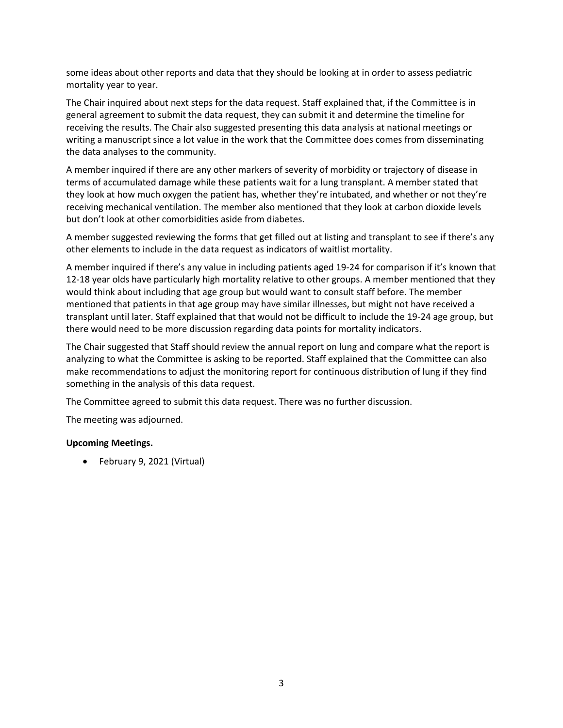some ideas about other reports and data that they should be looking at in order to assess pediatric mortality year to year.

The Chair inquired about next steps for the data request. Staff explained that, if the Committee is in general agreement to submit the data request, they can submit it and determine the timeline for receiving the results. The Chair also suggested presenting this data analysis at national meetings or writing a manuscript since a lot value in the work that the Committee does comes from disseminating the data analyses to the community.

A member inquired if there are any other markers of severity of morbidity or trajectory of disease in terms of accumulated damage while these patients wait for a lung transplant. A member stated that they look at how much oxygen the patient has, whether they're intubated, and whether or not they're receiving mechanical ventilation. The member also mentioned that they look at carbon dioxide levels but don't look at other comorbidities aside from diabetes.

A member suggested reviewing the forms that get filled out at listing and transplant to see if there's any other elements to include in the data request as indicators of waitlist mortality.

A member inquired if there's any value in including patients aged 19-24 for comparison if it's known that 12-18 year olds have particularly high mortality relative to other groups. A member mentioned that they would think about including that age group but would want to consult staff before. The member mentioned that patients in that age group may have similar illnesses, but might not have received a transplant until later. Staff explained that that would not be difficult to include the 19-24 age group, but there would need to be more discussion regarding data points for mortality indicators.

The Chair suggested that Staff should review the annual report on lung and compare what the report is analyzing to what the Committee is asking to be reported. Staff explained that the Committee can also make recommendations to adjust the monitoring report for continuous distribution of lung if they find something in the analysis of this data request.

The Committee agreed to submit this data request. There was no further discussion.

The meeting was adjourned.

**Upcoming Meetings.**

- February 9, 2021 (Virtual)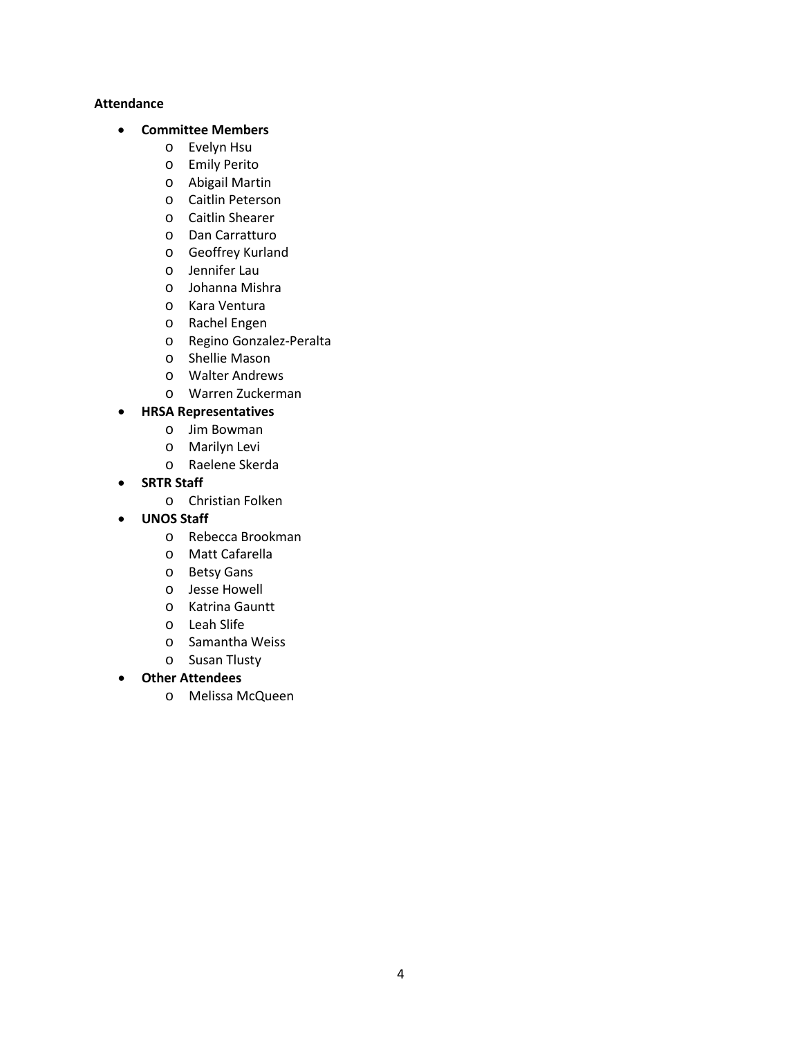**Attendance**

- **Committee Members**
  - Evelyn Hsu
  - Emily Perito
  - Abigail Martin
  - Caitlin Peterson
  - Caitlin Shearer
  - Dan Carratturo
  - Geoffrey Kurland
  - Jennifer Lau
  - Johanna Mishra
  - Kara Ventura
  - Rachel Engen
  - Regino Gonzalez-Peralta
  - Shellie Mason
  - Walter Andrews
  - Warren Zuckerman
- **HRSA Representatives**
  - Jim Bowman
  - Marilyn Levi
  - Raelene Skerda
- **SRTR Staff**
  - Christian Folken
- **UNOS Staff**
  - Rebecca Brookman
  - Matt Cafarella
  - Betsy Gans
  - Jesse Howell
  - Katrina Gauntt
  - Leah Slife
  - Samantha Weiss
  - Susan Tlusty
- **Other Attendees**
  - Melissa McQueen